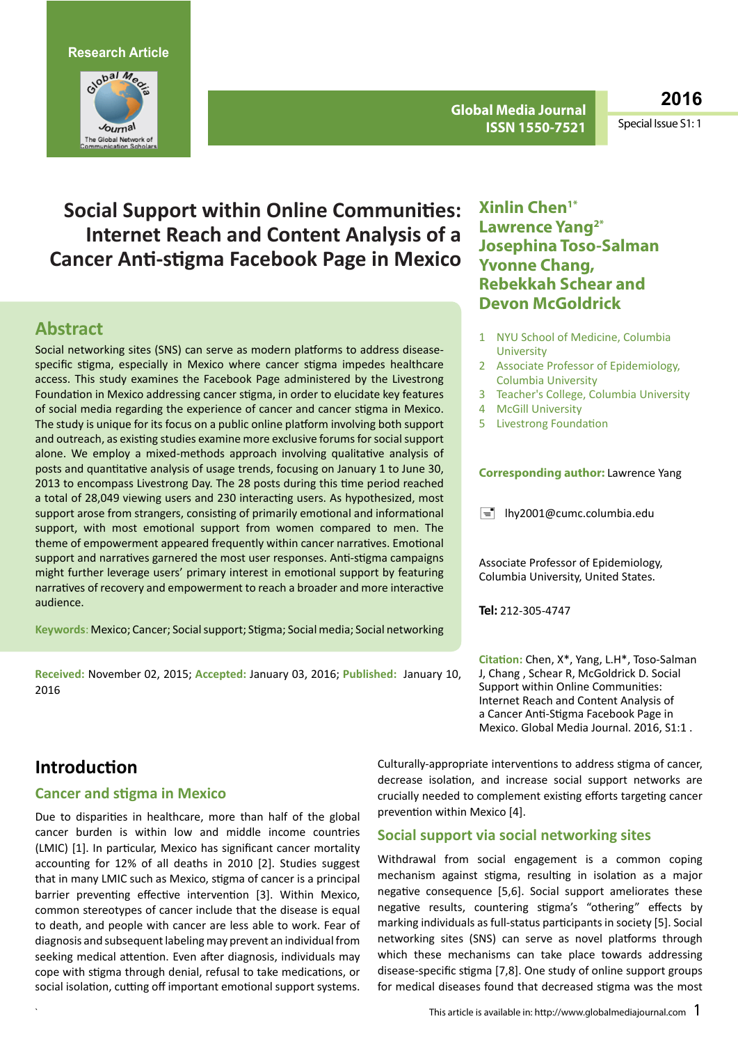Research Article

# Social Support within Online Communities: Internet Reach and Content Analysis of a Cancer Anti-stigma Facebook Page in Mexico

**Xinlin Chen[1*]**
**Lawrence Yang[2*]**
**Josephina Toso-Salman**
**Yvonne Chang,**
**Rebekkah Schear and**
**Devon McGoldrick**

1 NYU School of Medicine, Columbia University
2 Associate Professor of Epidemiology, Columbia University
3 Teacher's College, Columbia University
4 McGill University
5 Livestrong Foundation

**Corresponding author:** Lawrence Yang

lhy2001@cumc.columbia.edu

Associate Professor of Epidemiology, Columbia University, United States.

**Tel:** 212-305-4747

**Citation:** Chen, X*, Yang, L.H*, Toso-Salman J, Chang , Schear R, McGoldrick D. Social Support within Online Communities: Internet Reach and Content Analysis of a Cancer Anti-Stigma Facebook Page in Mexico. Global Media Journal. 2016, S1:1 .

## Abstract

Social networking sites (SNS) can serve as modern platforms to address disease-specific stigma, especially in Mexico where cancer stigma impedes healthcare access. This study examines the Facebook Page administered by the Livestrong Foundation in Mexico addressing cancer stigma, in order to elucidate key features of social media regarding the experience of cancer and cancer stigma in Mexico. The study is unique for its focus on a public online platform involving both support and outreach, as existing studies examine more exclusive forums for social support alone. We employ a mixed-methods approach involving qualitative analysis of posts and quantitative analysis of usage trends, focusing on January 1 to June 30, 2013 to encompass Livestrong Day. The 28 posts during this time period reached a total of 28,049 viewing users and 230 interacting users. As hypothesized, most support arose from strangers, consisting of primarily emotional and informational support, with most emotional support from women compared to men. The theme of empowerment appeared frequently within cancer narratives. Emotional support and narratives garnered the most user responses. Anti-stigma campaigns might further leverage users' primary interest in emotional support by featuring narratives of recovery and empowerment to reach a broader and more interactive audience.

**Keywords:** Mexico; Cancer; Social support; Stigma; Social media; Social networking

**Received:** November 02, 2015; **Accepted:** January 03, 2016; **Published:** January 10, 2016

## Introduction

### Cancer and stigma in Mexico

Due to disparities in healthcare, more than half of the global cancer burden is within low and middle income countries (LMIC) [1]. In particular, Mexico has significant cancer mortality accounting for 12% of all deaths in 2010 [2]. Studies suggest that in many LMIC such as Mexico, stigma of cancer is a principal barrier preventing effective intervention [3]. Within Mexico, common stereotypes of cancer include that the disease is equal to death, and people with cancer are less able to work. Fear of diagnosis and subsequent labeling may prevent an individual from seeking medical attention. Even after diagnosis, individuals may cope with stigma through denial, refusal to take medications, or social isolation, cutting off important emotional support systems.

Culturally-appropriate interventions to address stigma of cancer, decrease isolation, and increase social support networks are crucially needed to complement existing efforts targeting cancer prevention within Mexico [4].

### Social support via social networking sites

Withdrawal from social engagement is a common coping mechanism against stigma, resulting in isolation as a major negative consequence [5,6]. Social support ameliorates these negative results, countering stigma's "othering" effects by marking individuals as full-status participants in society [5]. Social networking sites (SNS) can serve as novel platforms through which these mechanisms can take place towards addressing disease-specific stigma [7,8]. One study of online support groups for medical diseases found that decreased stigma was the most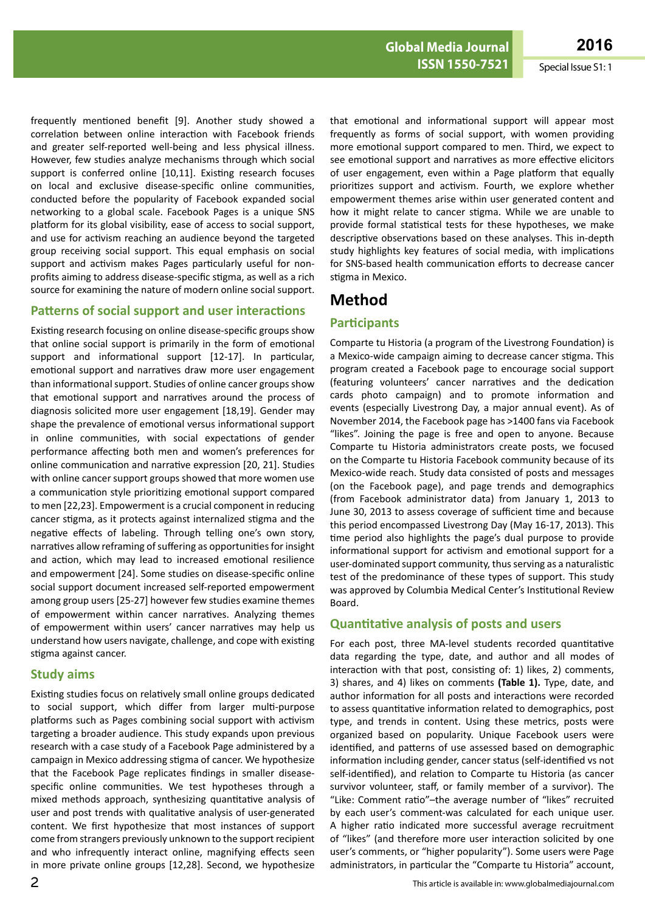frequently mentioned benefit [9]. Another study showed a correlation between online interaction with Facebook friends and greater self-reported well-being and less physical illness. However, few studies analyze mechanisms through which social support is conferred online [10,11]. Existing research focuses on local and exclusive disease-specific online communities, conducted before the popularity of Facebook expanded social networking to a global scale. Facebook Pages is a unique SNS platform for its global visibility, ease of access to social support, and use for activism reaching an audience beyond the targeted group receiving social support. This equal emphasis on social support and activism makes Pages particularly useful for non-profits aiming to address disease-specific stigma, as well as a rich source for examining the nature of modern online social support.

### Patterns of social support and user interactions

Existing research focusing on online disease-specific groups show that online social support is primarily in the form of emotional support and informational support [12-17]. In particular, emotional support and narratives draw more user engagement than informational support. Studies of online cancer groups show that emotional support and narratives around the process of diagnosis solicited more user engagement [18,19]. Gender may shape the prevalence of emotional versus informational support in online communities, with social expectations of gender performance affecting both men and women's preferences for online communication and narrative expression [20, 21]. Studies with online cancer support groups showed that more women use a communication style prioritizing emotional support compared to men [22,23]. Empowerment is a crucial component in reducing cancer stigma, as it protects against internalized stigma and the negative effects of labeling. Through telling one's own story, narratives allow reframing of suffering as opportunities for insight and action, which may lead to increased emotional resilience and empowerment [24]. Some studies on disease-specific online social support document increased self-reported empowerment among group users [25-27] however few studies examine themes of empowerment within cancer narratives. Analyzing themes of empowerment within users' cancer narratives may help us understand how users navigate, challenge, and cope with existing stigma against cancer.

### Study aims

Existing studies focus on relatively small online groups dedicated to social support, which differ from larger multi-purpose platforms such as Pages combining social support with activism targeting a broader audience. This study expands upon previous research with a case study of a Facebook Page administered by a campaign in Mexico addressing stigma of cancer. We hypothesize that the Facebook Page replicates findings in smaller disease-specific online communities. We test hypotheses through a mixed methods approach, synthesizing quantitative analysis of user and post trends with qualitative analysis of user-generated content. We first hypothesize that most instances of support come from strangers previously unknown to the support recipient and who infrequently interact online, magnifying effects seen in more private online groups [12,28]. Second, we hypothesize that emotional and informational support will appear most frequently as forms of social support, with women providing more emotional support compared to men. Third, we expect to see emotional support and narratives as more effective elicitors of user engagement, even within a Page platform that equally prioritizes support and activism. Fourth, we explore whether empowerment themes arise within user generated content and how it might relate to cancer stigma. While we are unable to provide formal statistical tests for these hypotheses, we make descriptive observations based on these analyses. This in-depth study highlights key features of social media, with implications for SNS-based health communication efforts to decrease cancer stigma in Mexico.

## Method

### Participants

Comparte tu Historia (a program of the Livestrong Foundation) is a Mexico-wide campaign aiming to decrease cancer stigma. This program created a Facebook page to encourage social support (featuring volunteers' cancer narratives and the dedication cards photo campaign) and to promote information and events (especially Livestrong Day, a major annual event). As of November 2014, the Facebook page has >1400 fans via Facebook "likes". Joining the page is free and open to anyone. Because Comparte tu Historia administrators create posts, we focused on the Comparte tu Historia Facebook community because of its Mexico-wide reach. Study data consisted of posts and messages (on the Facebook page), and page trends and demographics (from Facebook administrator data) from January 1, 2013 to June 30, 2013 to assess coverage of sufficient time and because this period encompassed Livestrong Day (May 16-17, 2013). This time period also highlights the page's dual purpose to provide informational support for activism and emotional support for a user-dominated support community, thus serving as a naturalistic test of the predominance of these types of support. This study was approved by Columbia Medical Center's Institutional Review Board.

### Quantitative analysis of posts and users

For each post, three MA-level students recorded quantitative data regarding the type, date, and author and all modes of interaction with that post, consisting of: 1) likes, 2) comments, 3) shares, and 4) likes on comments **(Table 1).** Type, date, and author information for all posts and interactions were recorded to assess quantitative information related to demographics, post type, and trends in content. Using these metrics, posts were organized based on popularity. Unique Facebook users were identified, and patterns of use assessed based on demographic information including gender, cancer status (self-identified vs not self-identified), and relation to Comparte tu Historia (as cancer survivor volunteer, staff, or family member of a survivor). The "Like: Comment ratio"–the average number of "likes" recruited by each user's comment-was calculated for each unique user. A higher ratio indicated more successful average recruitment of "likes" (and therefore more user interaction solicited by one user's comments, or "higher popularity"). Some users were Page administrators, in particular the "Comparte tu Historia" account,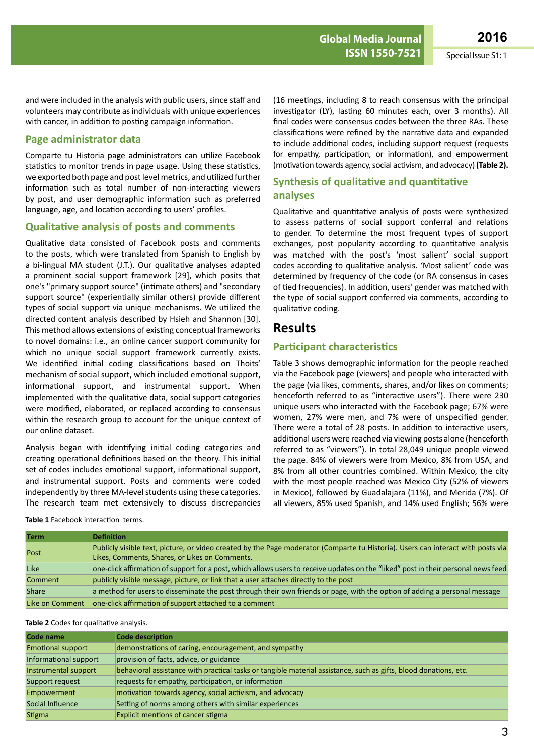and were included in the analysis with public users, since staff and volunteers may contribute as individuals with unique experiences with cancer, in addition to posting campaign information.

## Page administrator data

Comparte tu Historia page administrators can utilize Facebook statistics to monitor trends in page usage. Using these statistics, we exported both page and post level metrics, and utilized further information such as total number of non-interacting viewers by post, and user demographic information such as preferred language, age, and location according to users' profiles.

## Qualitative analysis of posts and comments

Qualitative data consisted of Facebook posts and comments to the posts, which were translated from Spanish to English by a bi-lingual MA student (J.T.). Our qualitative analyses adapted a prominent social support framework [29], which posits that one's "primary support source" (intimate others) and "secondary support source" (experientially similar others) provide different types of social support via unique mechanisms. We utilized the directed content analysis described by Hsieh and Shannon [30]. This method allows extensions of existing conceptual frameworks to novel domains: i.e., an online cancer support community for which no unique social support framework currently exists. We identified initial coding classifications based on Thoits' mechanism of social support, which included emotional support, informational support, and instrumental support. When implemented with the qualitative data, social support categories were modified, elaborated, or replaced according to consensus within the research group to account for the unique context of our online dataset.

Analysis began with identifying initial coding categories and creating operational definitions based on the theory. This initial set of codes includes emotional support, informational support, and instrumental support. Posts and comments were coded independently by three MA-level students using these categories. The research team met extensively to discuss discrepancies (16 meetings, including 8 to reach consensus with the principal investigator (LY), lasting 60 minutes each, over 3 months). All final codes were consensus codes between the three RAs. These classifications were refined by the narrative data and expanded to include additional codes, including support request (requests for empathy, participation, or information), and empowerment (motivation towards agency, social activism, and advocacy) **(Table 2).**

## Synthesis of qualitative and quantitative analyses

Qualitative and quantitative analysis of posts were synthesized to assess patterns of social support conferral and relations to gender. To determine the most frequent types of support exchanges, post popularity according to quantitative analysis was matched with the post's 'most salient' social support codes according to qualitative analysis. 'Most salient' code was determined by frequency of the code (or RA consensus in cases of tied frequencies). In addition, users' gender was matched with the type of social support conferred via comments, according to qualitative coding.

# Results

## Participant characteristics

Table 3 shows demographic information for the people reached via the Facebook page (viewers) and people who interacted with the page (via likes, comments, shares, and/or likes on comments; henceforth referred to as "interactive users"). There were 230 unique users who interacted with the Facebook page; 67% were women, 27% were men, and 7% were of unspecified gender. There were a total of 28 posts. In addition to interactive users, additional users were reached via viewing posts alone (henceforth referred to as "viewers"). In total 28,049 unique people viewed the page. 84% of viewers were from Mexico, 8% from USA, and 8% from all other countries combined. Within Mexico, the city with the most people reached was Mexico City (52% of viewers in Mexico), followed by Guadalajara (11%), and Merida (7%). Of all viewers, 85% used Spanish, and 14% used English; 56% were

**Table 1** Facebook interaction terms.

| Term | Definition |
|---|---|
| Post | Publicly visible text, picture, or video created by the Page moderator (Comparte tu Historia). Users can interact with posts via Likes, Comments, Shares, or Likes on Comments. |
| Like | one-click affirmation of support for a post, which allows users to receive updates on the "liked" post in their personal news feed |
| Comment | publicly visible message, picture, or link that a user attaches directly to the post |
| Share | a method for users to disseminate the post through their own friends or page, with the option of adding a personal message |
| Like on Comment | one-click affirmation of support attached to a comment |

**Table 2** Codes for qualitative analysis.

| Code name | Code description |
|---|---|
| Emotional support | demonstrations of caring, encouragement, and sympathy |
| Informational support | provision of facts, advice, or guidance |
| Instrumental support | behavioral assistance with practical tasks or tangible material assistance, such as gifts, blood donations, etc. |
| Support request | requests for empathy, participation, or information |
| Empowerment | motivation towards agency, social activism, and advocacy |
| Social Influence | Setting of norms among others with similar experiences |
| Stigma | Explicit mentions of cancer stigma |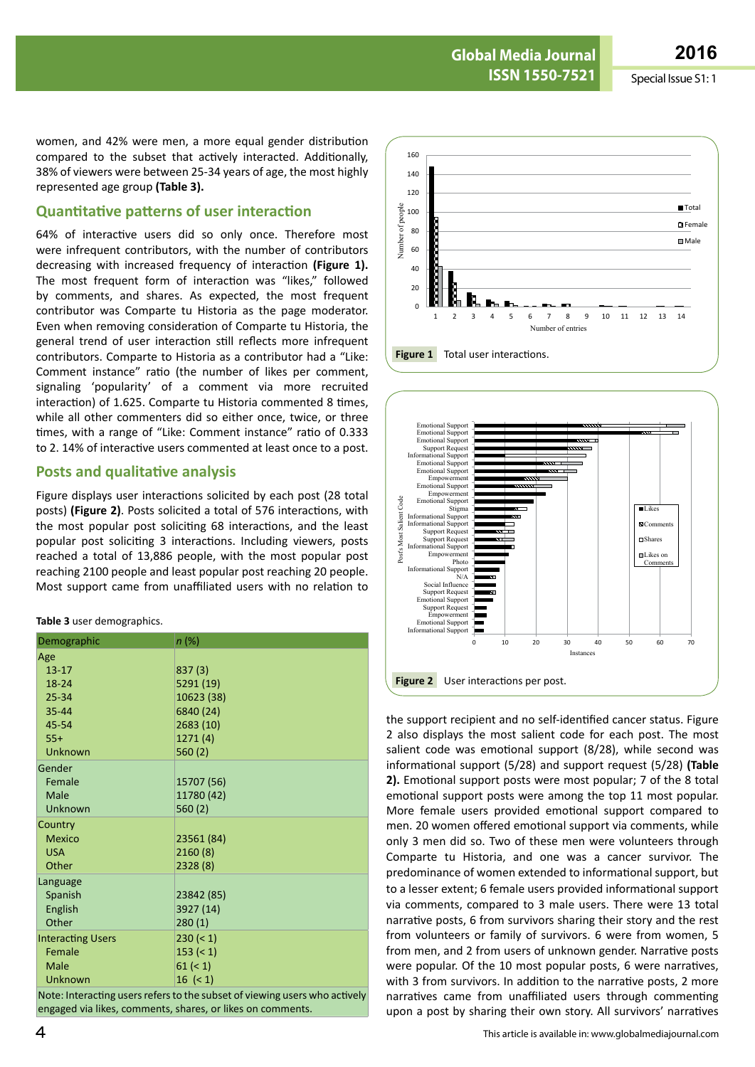women, and 42% were men, a more equal gender distribution compared to the subset that actively interacted. Additionally, 38% of viewers were between 25-34 years of age, the most highly represented age group **(Table 3).**

## Quantitative patterns of user interaction

64% of interactive users did so only once. Therefore most were infrequent contributors, with the number of contributors decreasing with increased frequency of interaction **(Figure 1).** The most frequent form of interaction was "likes," followed by comments, and shares. As expected, the most frequent contributor was Comparte tu Historia as the page moderator. Even when removing consideration of Comparte tu Historia, the general trend of user interaction still reflects more infrequent contributors. Comparte to Historia as a contributor had a "Like: Comment instance" ratio (the number of likes per comment, signaling 'popularity' of a comment via more recruited interaction) of 1.625. Comparte tu Historia commented 8 times, while all other commenters did so either once, twice, or three times, with a range of "Like: Comment instance" ratio of 0.333 to 2. 14% of interactive users commented at least once to a post.

## Posts and qualitative analysis

Figure displays user interactions solicited by each post (28 total posts) **(Figure 2)**. Posts solicited a total of 576 interactions, with the most popular post soliciting 68 interactions, and the least popular post soliciting 3 interactions. Including viewers, posts reached a total of 13,886 people, with the most popular post reaching 2100 people and least popular post reaching 20 people. Most support came from unaffiliated users with no relation to the support recipient and no self-identified cancer status. Figure 2 also displays the most salient code for each post. The most salient code was emotional support (8/28), while second was informational support (5/28) and support request (5/28) **(Table 2).** Emotional support posts were most popular; 7 of the 8 total emotional support posts were among the top 11 most popular. More female users provided emotional support compared to men. 20 women offered emotional support via comments, while only 3 men did so. Two of these men were volunteers through Comparte tu Historia, and one was a cancer survivor. The predominance of women extended to informational support, but to a lesser extent; 6 female users provided informational support via comments, compared to 3 male users. There were 13 total narrative posts, 6 from survivors sharing their story and the rest from volunteers or family of survivors. 6 were from women, 5 from men, and 2 from users of unknown gender. Narrative posts were popular. Of the 10 most popular posts, 6 were narratives, with 3 from survivors. In addition to the narrative posts, 2 more narratives came from unaffiliated users through commenting upon a post by sharing their own story. All survivors' narratives

**Table 3** user demographics.

| Demographic | *n* (%) |
|---|---|
| Age | |
| 13-17 | 837 (3) |
| 18-24 | 5291 (19) |
| 25-34 | 10623 (38) |
| 35-44 | 6840 (24) |
| 45-54 | 2683 (10) |
| 55+ | 1271 (4) |
| Unknown | 560 (2) |
| Gender | |
| Female | 15707 (56) |
| Male | 11780 (42) |
| Unknown | 560 (2) |
| Country | |
| Mexico | 23561 (84) |
| USA | 2160 (8) |
| Other | 2328 (8) |
| Language | |
| Spanish | 23842 (85) |
| English | 3927 (14) |
| Other | 280 (1) |
| Interacting Users | 230 (< 1) |
| Female | 153 (< 1) |
| Male | 61 (< 1) |
| Unknown | 16 (< 1) |

Note: Interacting users refers to the subset of viewing users who actively engaged via likes, comments, shares, or likes on comments.

**Figure 1** Total user interactions.

**Figure 2** User interactions per post.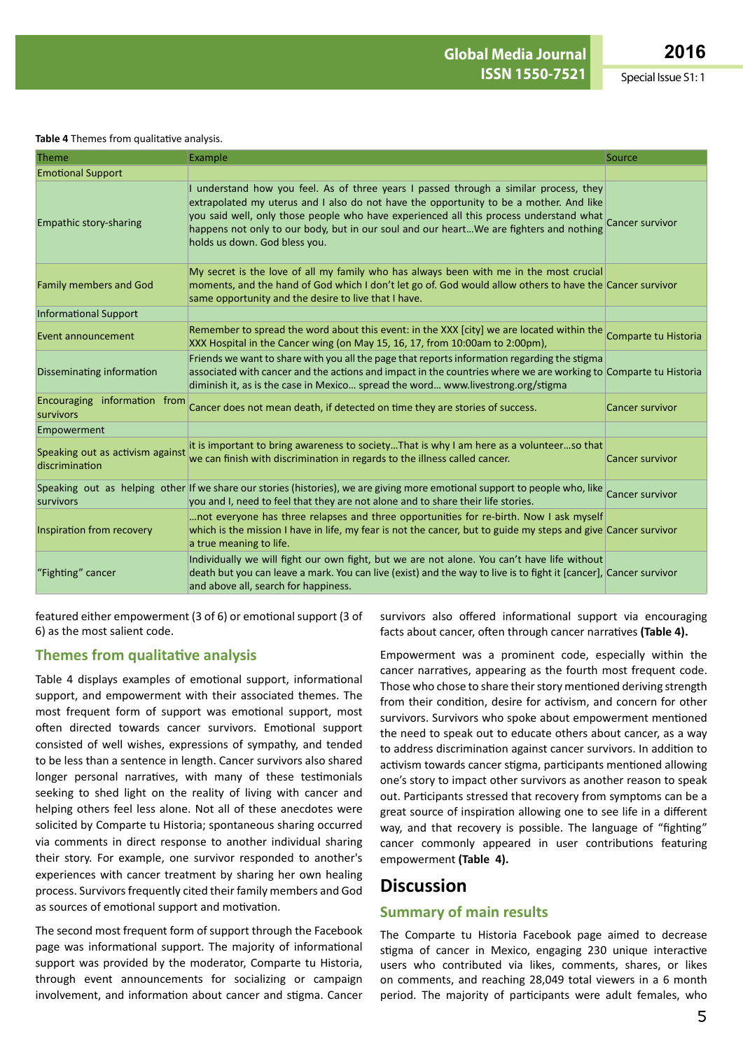**Table 4** Themes from qualitative analysis.

| Theme | Example | Source |
|---|---|---|
| Emotional Support | | |
| Empathic story-sharing | I understand how you feel. As of three years I passed through a similar process, they extrapolated my uterus and I also do not have the opportunity to be a mother. And like you said well, only those people who have experienced all this process understand what happens not only to our body, but in our soul and our heart…We are fighters and nothing holds us down. God bless you. | Cancer survivor |
| Family members and God | My secret is the love of all my family who has always been with me in the most crucial moments, and the hand of God which I don't let go of. God would allow others to have the same opportunity and the desire to live that I have. | Cancer survivor |
| Informational Support | | |
| Event announcement | Remember to spread the word about this event: in the XXX [city] we are located within the XXX Hospital in the Cancer wing (on May 15, 16, 17, from 10:00am to 2:00pm), | Comparte tu Historia |
| Disseminating information | Friends we want to share with you all the page that reports information regarding the stigma associated with cancer and the actions and impact in the countries where we are working to diminish it, as is the case in Mexico… spread the word… www.livestrong.org/stigma | Comparte tu Historia |
| Encouraging information from survivors | Cancer does not mean death, if detected on time they are stories of success. | Cancer survivor |
| Empowerment | | |
| Speaking out as activism against discrimination | it is important to bring awareness to society…That is why I am here as a volunteer…so that we can finish with discrimination in regards to the illness called cancer. | Cancer survivor |
| Speaking out as helping other survivors | If we share our stories (histories), we are giving more emotional support to people who, like you and I, need to feel that they are not alone and to share their life stories. | Cancer survivor |
| Inspiration from recovery | …not everyone has three relapses and three opportunities for re-birth. Now I ask myself which is the mission I have in life, my fear is not the cancer, but to guide my steps and give a true meaning to life. | Cancer survivor |
| "Fighting" cancer | Individually we will fight our own fight, but we are not alone. You can't have life without death but you can leave a mark. You can live (exist) and the way to live is to fight it [cancer], and above all, search for happiness. | Cancer survivor |

featured either empowerment (3 of 6) or emotional support (3 of 6) as the most salient code.

## Themes from qualitative analysis

Table 4 displays examples of emotional support, informational support, and empowerment with their associated themes. The most frequent form of support was emotional support, most often directed towards cancer survivors. Emotional support consisted of well wishes, expressions of sympathy, and tended to be less than a sentence in length. Cancer survivors also shared longer personal narratives, with many of these testimonials seeking to shed light on the reality of living with cancer and helping others feel less alone. Not all of these anecdotes were solicited by Comparte tu Historia; spontaneous sharing occurred via comments in direct response to another individual sharing their story. For example, one survivor responded to another's experiences with cancer treatment by sharing her own healing process. Survivors frequently cited their family members and God as sources of emotional support and motivation.

The second most frequent form of support through the Facebook page was informational support. The majority of informational support was provided by the moderator, Comparte tu Historia, through event announcements for socializing or campaign involvement, and information about cancer and stigma. Cancer survivors also offered informational support via encouraging facts about cancer, often through cancer narratives **(Table 4).**

Empowerment was a prominent code, especially within the cancer narratives, appearing as the fourth most frequent code. Those who chose to share their story mentioned deriving strength from their condition, desire for activism, and concern for other survivors. Survivors who spoke about empowerment mentioned the need to speak out to educate others about cancer, as a way to address discrimination against cancer survivors. In addition to activism towards cancer stigma, participants mentioned allowing one's story to impact other survivors as another reason to speak out. Participants stressed that recovery from symptoms can be a great source of inspiration allowing one to see life in a different way, and that recovery is possible. The language of "fighting" cancer commonly appeared in user contributions featuring empowerment **(Table 4).**

# Discussion

## Summary of main results

The Comparte tu Historia Facebook page aimed to decrease stigma of cancer in Mexico, engaging 230 unique interactive users who contributed via likes, comments, shares, or likes on comments, and reaching 28,049 total viewers in a 6 month period. The majority of participants were adult females, who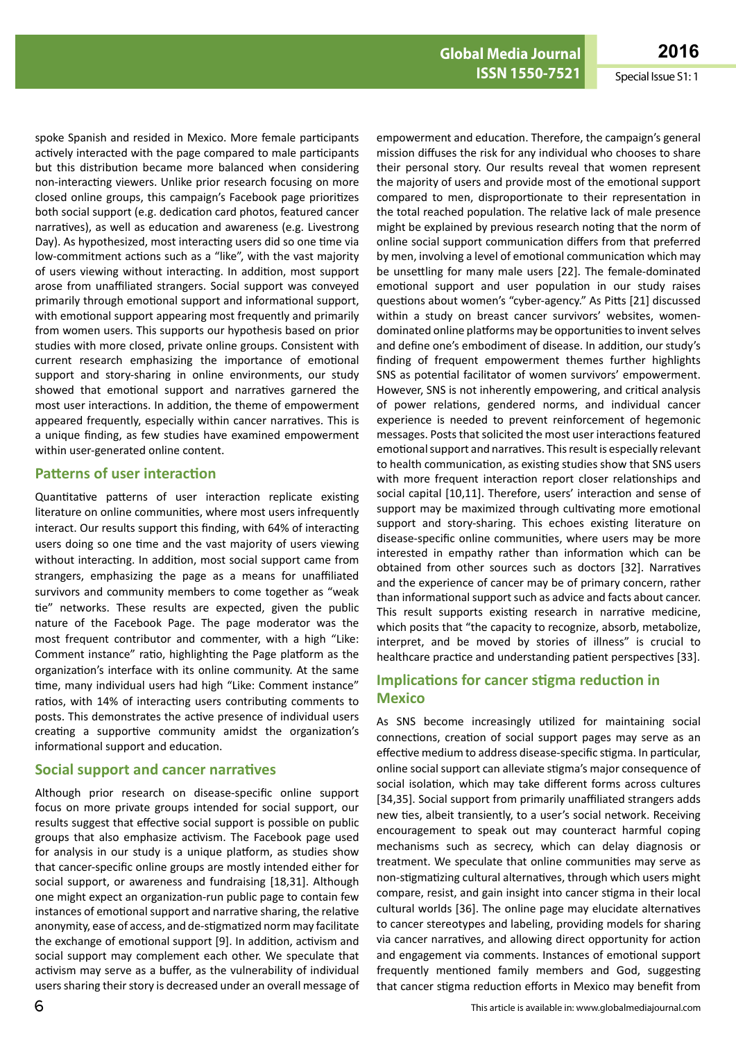spoke Spanish and resided in Mexico. More female participants actively interacted with the page compared to male participants but this distribution became more balanced when considering non-interacting viewers. Unlike prior research focusing on more closed online groups, this campaign's Facebook page prioritizes both social support (e.g. dedication card photos, featured cancer narratives), as well as education and awareness (e.g. Livestrong Day). As hypothesized, most interacting users did so one time via low-commitment actions such as a "like", with the vast majority of users viewing without interacting. In addition, most support arose from unaffiliated strangers. Social support was conveyed primarily through emotional support and informational support, with emotional support appearing most frequently and primarily from women users. This supports our hypothesis based on prior studies with more closed, private online groups. Consistent with current research emphasizing the importance of emotional support and story-sharing in online environments, our study showed that emotional support and narratives garnered the most user interactions. In addition, the theme of empowerment appeared frequently, especially within cancer narratives. This is a unique finding, as few studies have examined empowerment within user-generated online content.

## Patterns of user interaction

Quantitative patterns of user interaction replicate existing literature on online communities, where most users infrequently interact. Our results support this finding, with 64% of interacting users doing so one time and the vast majority of users viewing without interacting. In addition, most social support came from strangers, emphasizing the page as a means for unaffiliated survivors and community members to come together as "weak tie" networks. These results are expected, given the public nature of the Facebook Page. The page moderator was the most frequent contributor and commenter, with a high "Like: Comment instance" ratio, highlighting the Page platform as the organization's interface with its online community. At the same time, many individual users had high "Like: Comment instance" ratios, with 14% of interacting users contributing comments to posts. This demonstrates the active presence of individual users creating a supportive community amidst the organization's informational support and education.

## Social support and cancer narratives

Although prior research on disease-specific online support focus on more private groups intended for social support, our results suggest that effective social support is possible on public groups that also emphasize activism. The Facebook page used for analysis in our study is a unique platform, as studies show that cancer-specific online groups are mostly intended either for social support, or awareness and fundraising [18,31]. Although one might expect an organization-run public page to contain few instances of emotional support and narrative sharing, the relative anonymity, ease of access, and de-stigmatized norm may facilitate the exchange of emotional support [9]. In addition, activism and social support may complement each other. We speculate that activism may serve as a buffer, as the vulnerability of individual users sharing their story is decreased under an overall message of empowerment and education. Therefore, the campaign's general mission diffuses the risk for any individual who chooses to share their personal story. Our results reveal that women represent the majority of users and provide most of the emotional support compared to men, disproportionate to their representation in the total reached population. The relative lack of male presence might be explained by previous research noting that the norm of online social support communication differs from that preferred by men, involving a level of emotional communication which may be unsettling for many male users [22]. The female-dominated emotional support and user population in our study raises questions about women's "cyber-agency." As Pitts [21] discussed within a study on breast cancer survivors' websites, women-dominated online platforms may be opportunities to invent selves and define one's embodiment of disease. In addition, our study's finding of frequent empowerment themes further highlights SNS as potential facilitator of women survivors' empowerment. However, SNS is not inherently empowering, and critical analysis of power relations, gendered norms, and individual cancer experience is needed to prevent reinforcement of hegemonic messages. Posts that solicited the most user interactions featured emotional support and narratives. This result is especially relevant to health communication, as existing studies show that SNS users with more frequent interaction report closer relationships and social capital [10,11]. Therefore, users' interaction and sense of support may be maximized through cultivating more emotional support and story-sharing. This echoes existing literature on disease-specific online communities, where users may be more interested in empathy rather than information which can be obtained from other sources such as doctors [32]. Narratives and the experience of cancer may be of primary concern, rather than informational support such as advice and facts about cancer. This result supports existing research in narrative medicine, which posits that "the capacity to recognize, absorb, metabolize, interpret, and be moved by stories of illness" is crucial to healthcare practice and understanding patient perspectives [33].

## Implications for cancer stigma reduction in Mexico

As SNS become increasingly utilized for maintaining social connections, creation of social support pages may serve as an effective medium to address disease-specific stigma. In particular, online social support can alleviate stigma's major consequence of social isolation, which may take different forms across cultures [34,35]. Social support from primarily unaffiliated strangers adds new ties, albeit transiently, to a user's social network. Receiving encouragement to speak out may counteract harmful coping mechanisms such as secrecy, which can delay diagnosis or treatment. We speculate that online communities may serve as non-stigmatizing cultural alternatives, through which users might compare, resist, and gain insight into cancer stigma in their local cultural worlds [36]. The online page may elucidate alternatives to cancer stereotypes and labeling, providing models for sharing via cancer narratives, and allowing direct opportunity for action and engagement via comments. Instances of emotional support frequently mentioned family members and God, suggesting that cancer stigma reduction efforts in Mexico may benefit from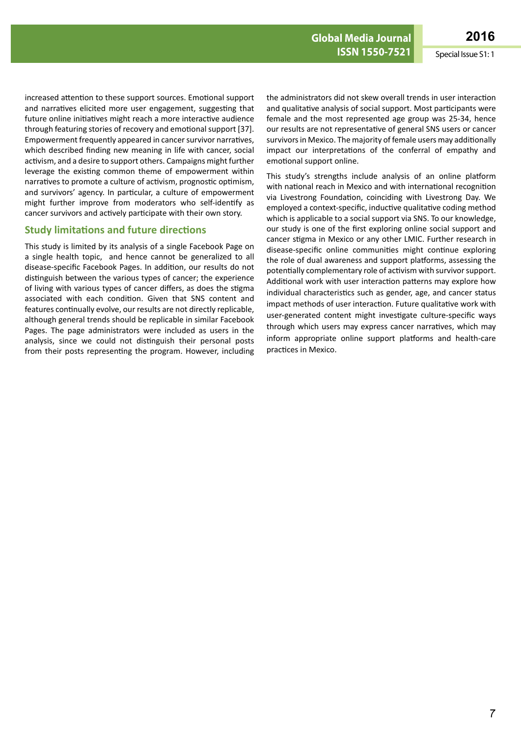increased attention to these support sources. Emotional support and narratives elicited more user engagement, suggesting that future online initiatives might reach a more interactive audience through featuring stories of recovery and emotional support [37]. Empowerment frequently appeared in cancer survivor narratives, which described finding new meaning in life with cancer, social activism, and a desire to support others. Campaigns might further leverage the existing common theme of empowerment within narratives to promote a culture of activism, prognostic optimism, and survivors' agency. In particular, a culture of empowerment might further improve from moderators who self-identify as cancer survivors and actively participate with their own story.

## Study limitations and future directions

This study is limited by its analysis of a single Facebook Page on a single health topic, and hence cannot be generalized to all disease-specific Facebook Pages. In addition, our results do not distinguish between the various types of cancer; the experience of living with various types of cancer differs, as does the stigma associated with each condition. Given that SNS content and features continually evolve, our results are not directly replicable, although general trends should be replicable in similar Facebook Pages. The page administrators were included as users in the analysis, since we could not distinguish their personal posts from their posts representing the program. However, including the administrators did not skew overall trends in user interaction and qualitative analysis of social support. Most participants were female and the most represented age group was 25-34, hence our results are not representative of general SNS users or cancer survivors in Mexico. The majority of female users may additionally impact our interpretations of the conferral of empathy and emotional support online.

This study's strengths include analysis of an online platform with national reach in Mexico and with international recognition via Livestrong Foundation, coinciding with Livestrong Day. We employed a context-specific, inductive qualitative coding method which is applicable to a social support via SNS. To our knowledge, our study is one of the first exploring online social support and cancer stigma in Mexico or any other LMIC. Further research in disease-specific online communities might continue exploring the role of dual awareness and support platforms, assessing the potentially complementary role of activism with survivor support. Additional work with user interaction patterns may explore how individual characteristics such as gender, age, and cancer status impact methods of user interaction. Future qualitative work with user-generated content might investigate culture-specific ways through which users may express cancer narratives, which may inform appropriate online support platforms and health-care practices in Mexico.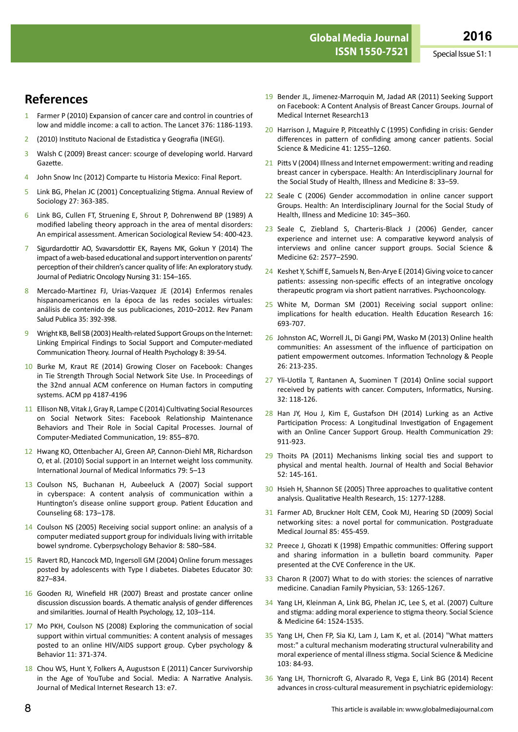## References

1. Farmer P (2010) Expansion of cancer care and control in countries of low and middle income: a call to action. The Lancet 376: 1186-1193.
2. (2010) Instituto Nacional de Estadistica y Geografia (INEGI).
3. Walsh C (2009) Breast cancer: scourge of developing world. Harvard Gazette.
4. John Snow Inc (2012) Comparte tu Historia Mexico: Final Report.
5. Link BG, Phelan JC (2001) Conceptualizing Stigma. Annual Review of Sociology 27: 363-385.
6. Link BG, Cullen FT, Struening E, Shrout P, Dohrenwend BP (1989) A modified labeling theory approach in the area of mental disorders: An empirical assessment. American Sociological Review 54: 400-423.
7. Sigurdardottir AO, Svavarsdottir EK, Rayens MK, Gokun Y (2014) The impact of a web-based educational and support intervention on parents' perception of their children's cancer quality of life: An exploratory study. Journal of Pediatric Oncology Nursing 31: 154–165.
8. Mercado-Martinez FJ, Urias-Vazquez JE (2014) Enfermos renales hispanoamericanos en la época de las redes sociales virtuales: análisis de contenido de sus publicaciones, 2010–2012. Rev Panam Salud Publica 35: 392-398.
9. Wright KB, Bell SB (2003) Health-related Support Groups on the Internet: Linking Empirical Findings to Social Support and Computer-mediated Communication Theory. Journal of Health Psychology 8: 39-54.
10. Burke M, Kraut RE (2014) Growing Closer on Facebook: Changes in Tie Strength Through Social Network Site Use. In Proceedings of the 32nd annual ACM conference on Human factors in computing systems. ACM pp 4187-4196
11. Ellison NB, Vitak J, Gray R, Lampe C (2014) Cultivating Social Resources on Social Network Sites: Facebook Relationship Maintenance Behaviors and Their Role in Social Capital Processes. Journal of Computer-Mediated Communication, 19: 855–870.
12. Hwang KO, Ottenbacher AJ, Green AP, Cannon-Diehl MR, Richardson O, et al. (2010) Social support in an Internet weight loss community. International Journal of Medical Informatics 79: 5–13
13. Coulson NS, Buchanan H, Aubeeluck A (2007) Social support in cyberspace: A content analysis of communication within a Huntington's disease online support group. Patient Education and Counseling 68: 173–178.
14. Coulson NS (2005) Receiving social support online: an analysis of a computer mediated support group for individuals living with irritable bowel syndrome. Cyberpsychology Behavior 8: 580–584.
15. Ravert RD, Hancock MD, Ingersoll GM (2004) Online forum messages posted by adolescents with Type I diabetes. Diabetes Educator 30: 827–834.
16. Gooden RJ, Winefield HR (2007) Breast and prostate cancer online discussion discussion boards. A thematic analysis of gender differences and similarities. Journal of Health Psychology, 12, 103–114.
17. Mo PKH, Coulson NS (2008) Exploring the communication of social support within virtual communities: A content analysis of messages posted to an online HIV/AIDS support group. Cyber psychology & Behavior 11: 371-374.
18. Chou WS, Hunt Y, Folkers A, Augustson E (2011) Cancer Survivorship in the Age of YouTube and Social. Media: A Narrative Analysis. Journal of Medical Internet Research 13: e7.
19. Bender JL, Jimenez-Marroquin M, Jadad AR (2011) Seeking Support on Facebook: A Content Analysis of Breast Cancer Groups. Journal of Medical Internet Research13
20. Harrison J, Maguire P, Pitceathly C (1995) Confiding in crisis: Gender differences in pattern of confiding among cancer patients. Social Science & Medicine 41: 1255–1260.
21. Pitts V (2004) Illness and Internet empowerment: writing and reading breast cancer in cyberspace. Health: An Interdisciplinary Journal for the Social Study of Health, Illness and Medicine 8: 33–59.
22. Seale C (2006) Gender accommodation in online cancer support Groups. Health: An Interdisciplinary Journal for the Social Study of Health, Illness and Medicine 10: 345–360.
23. Seale C, Ziebland S, Charteris-Black J (2006) Gender, cancer experience and internet use: A comparative keyword analysis of interviews and online cancer support groups. Social Science & Medicine 62: 2577–2590.
24. Keshet Y, Schiff E, Samuels N, Ben-Arye E (2014) Giving voice to cancer patients: assessing non-specific effects of an integrative oncology therapeutic program via short patient narratives. Psychooncology.
25. White M, Dorman SM (2001) Receiving social support online: implications for health education. Health Education Research 16: 693-707.
26. Johnston AC, Worrell JL, Di Gangi PM, Wasko M (2013) Online health communities: An assessment of the influence of participation on patient empowerment outcomes. Information Technology & People 26: 213-235.
27. Yli-Uotila T, Rantanen A, Suominen T (2014) Online social support received by patients with cancer. Computers, Informatics, Nursing. 32: 118-126.
28. Han JY, Hou J, Kim E, Gustafson DH (2014) Lurking as an Active Participation Process: A Longitudinal Investigation of Engagement with an Online Cancer Support Group. Health Communication 29: 911-923.
29. Thoits PA (2011) Mechanisms linking social ties and support to physical and mental health. Journal of Health and Social Behavior 52: 145-161.
30. Hsieh H, Shannon SE (2005) Three approaches to qualitative content analysis. Qualitative Health Research, 15: 1277-1288.
31. Farmer AD, Bruckner Holt CEM, Cook MJ, Hearing SD (2009) Social networking sites: a novel portal for communication. Postgraduate Medical Journal 85: 455-459.
32. Preece J, Ghozati K (1998) Empathic communities: Offering support and sharing information in a bulletin board community. Paper presented at the CVE Conference in the UK.
33. Charon R (2007) What to do with stories: the sciences of narrative medicine. Canadian Family Physician, 53: 1265-1267.
34. Yang LH, Kleinman A, Link BG, Phelan JC, Lee S, et al. (2007) Culture and stigma: adding moral experience to stigma theory. Social Science & Medicine 64: 1524-1535.
35. Yang LH, Chen FP, Sia KJ, Lam J, Lam K, et al. (2014) "What matters most:" a cultural mechanism moderating structural vulnerability and moral experience of mental illness stigma. Social Science & Medicine 103: 84-93.
36. Yang LH, Thornicroft G, Alvarado R, Vega E, Link BG (2014) Recent advances in cross-cultural measurement in psychiatric epidemiology: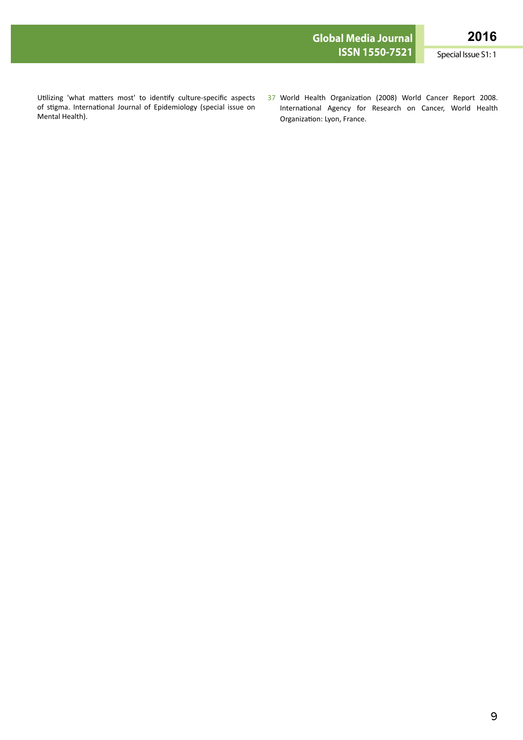Utilizing 'what matters most' to identify culture-specific aspects of stigma. International Journal of Epidemiology (special issue on Mental Health).

37 World Health Organization (2008) World Cancer Report 2008. International Agency for Research on Cancer, World Health Organization: Lyon, France.